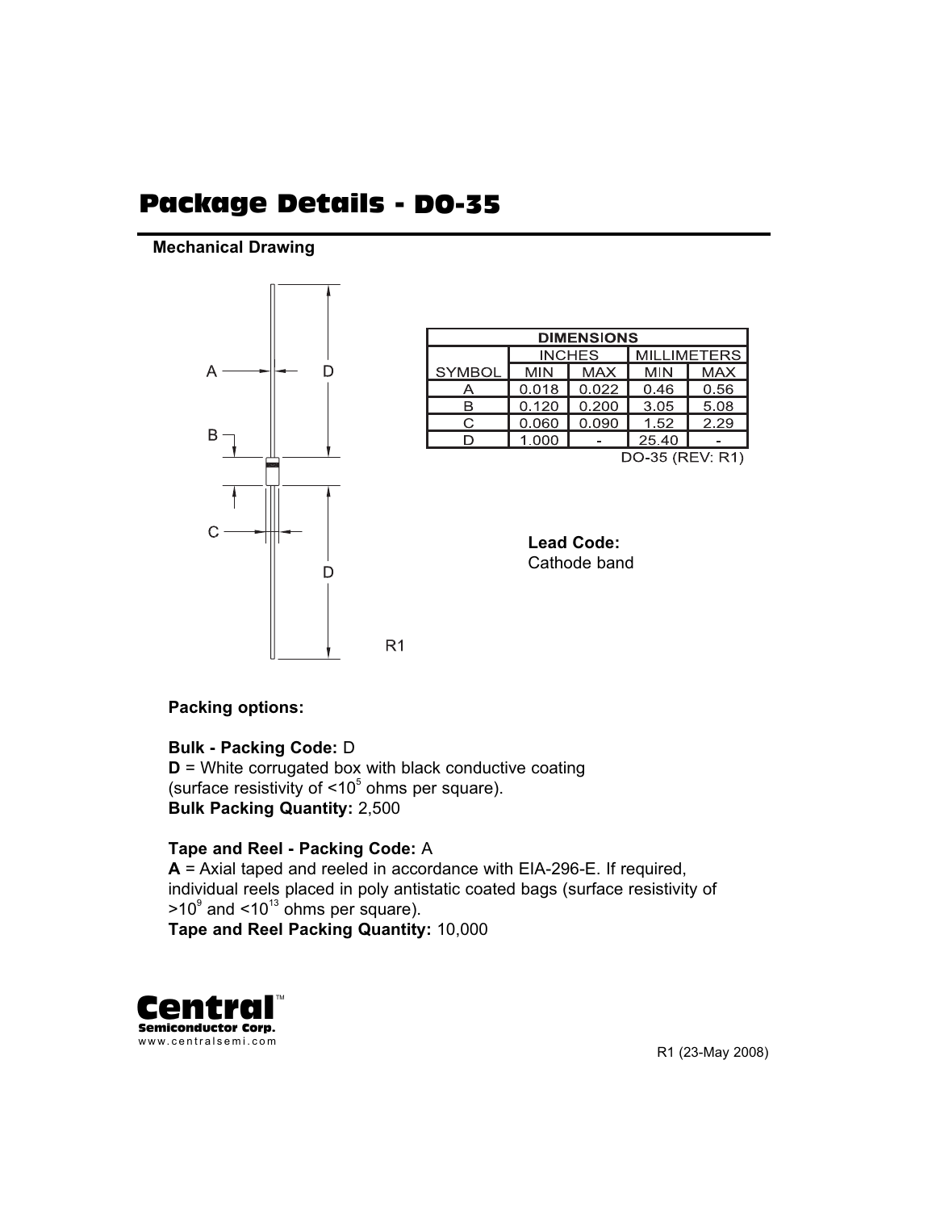# Package Details - DO-35

**Mechanical Drawing**

| DIMENSIONS | | | | |
|---|---|---|---|---|
| | INCHES | | MILLIMETERS | |
| SYMBOL | MIN | MAX | MIN | MAX |
| A | 0.018 | 0.022 | 0.46 | 0.56 |
| B | 0.120 | 0.200 | 3.05 | 5.08 |
| C | 0.060 | 0.090 | 1.52 | 2.29 |
| D | 1.000 | - | 25.40 | - |

DO-35 (REV: R1)

**Lead Code:**
Cathode band

**Packing options:**

**Bulk - Packing Code:** D
**D** = White corrugated box with black conductive coating (surface resistivity of $<10^5$ ohms per square).
**Bulk Packing Quantity:** 2,500

**Tape and Reel - Packing Code:** A
**A** = Axial taped and reeled in accordance with EIA-296-E. If required, individual reels placed in poly antistatic coated bags (surface resistivity of $>10^9$ and $<10^{13}$ ohms per square).
**Tape and Reel Packing Quantity:** 10,000

Central Semiconductor Corp.
www.centralsemi.com

R1 (23-May 2008)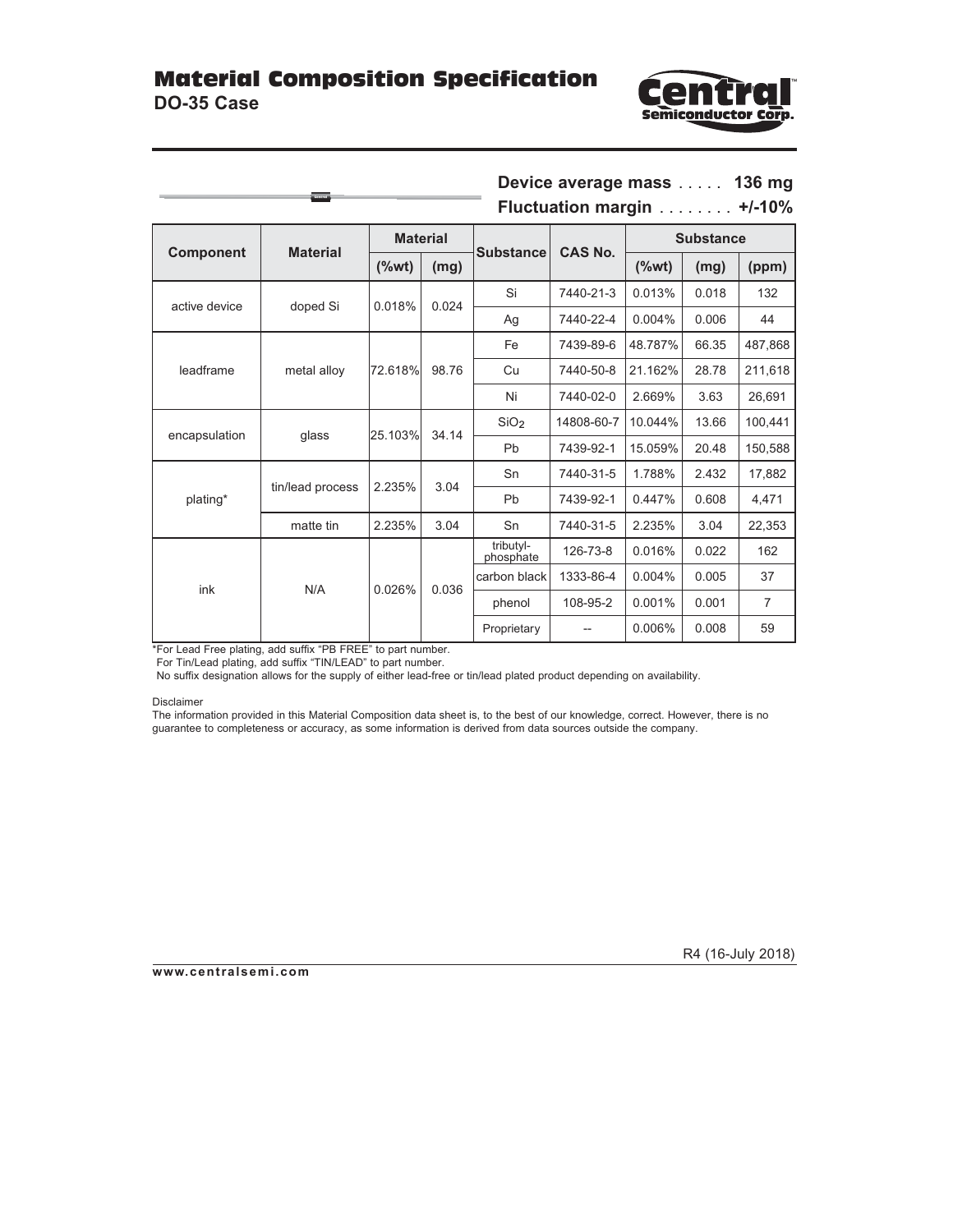# Material Composition Specification

## DO-35 Case

**Device average mass ..... 136 mg**

**Fluctuation margin ........ +/-10%**

| Component | Material | Material | | Substance | CAS No. | Substance | | |
|---|---|---|---|---|---|---|---|---|
| | | (%wt) | (mg) | | | (%wt) | (mg) | (ppm) |
| active device | doped Si | 0.018% | 0.024 | Si | 7440-21-3 | 0.013% | 0.018 | 132 |
| | | | | Ag | 7440-22-4 | 0.004% | 0.006 | 44 |
| leadframe | metal alloy | 72.618% | 98.76 | Fe | 7439-89-6 | 48.787% | 66.35 | 487,868 |
| | | | | Cu | 7440-50-8 | 21.162% | 28.78 | 211,618 |
| | | | | Ni | 7440-02-0 | 2.669% | 3.63 | 26,691 |
| encapsulation | glass | 25.103% | 34.14 | $SiO_2$ | 14808-60-7 | 10.044% | 13.66 | 100,441 |
| | | | | Pb | 7439-92-1 | 15.059% | 20.48 | 150,588 |
| plating* | tin/lead process | 2.235% | 3.04 | Sn | 7440-31-5 | 1.788% | 2.432 | 17,882 |
| | | | | Pb | 7439-92-1 | 0.447% | 0.608 | 4,471 |
| | matte tin | 2.235% | 3.04 | Sn | 7440-31-5 | 2.235% | 3.04 | 22,353 |
| ink | N/A | 0.026% | 0.036 | tributyl-phosphate | 126-73-8 | 0.016% | 0.022 | 162 |
| | | | | carbon black | 1333-86-4 | 0.004% | 0.005 | 37 |
| | | | | phenol | 108-95-2 | 0.001% | 0.001 | 7 |
| | | | | Proprietary | -- | 0.006% | 0.008 | 59 |

*For Lead Free plating, add suffix "PB FREE" to part number.
For Tin/Lead plating, add suffix "TIN/LEAD" to part number.
No suffix designation allows for the supply of either lead-free or tin/lead plated product depending on availability.

Disclaimer
The information provided in this Material Composition data sheet is, to the best of our knowledge, correct. However, there is no guarantee to completeness or accuracy, as some information is derived from data sources outside the company.

R4 (16-July 2018)